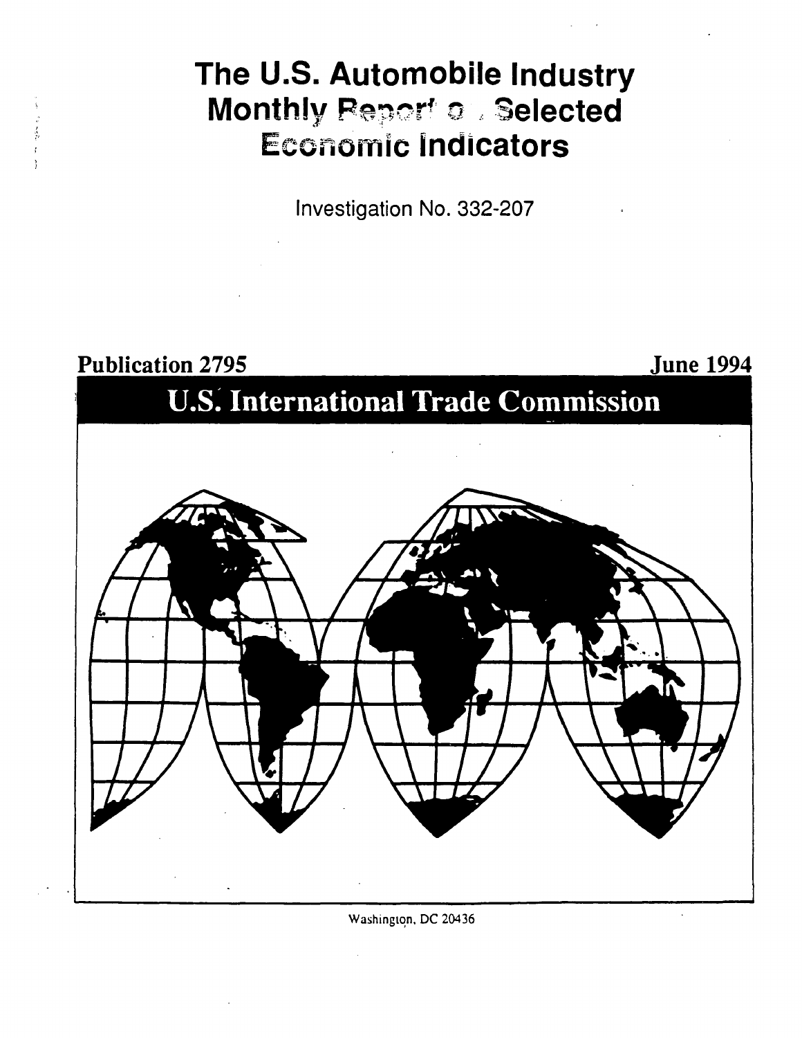# The U.S. Automobile Industry Monthly Report on Selected Economic Indicators

Investigation No. 332-207

Publication 2795

June 1994

## U.S. International Trade Commission

Washington, DC 20436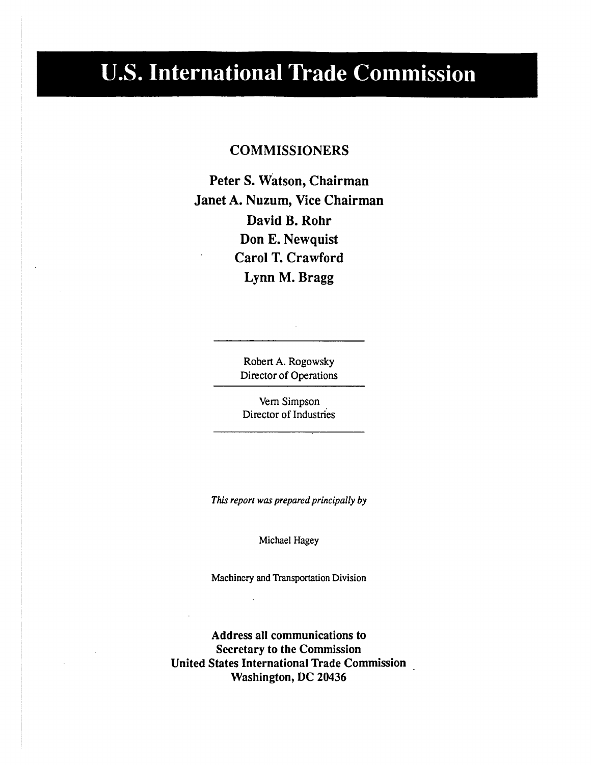# U.S. International Trade Commission

## COMMISSIONERS

**Peter S. Watson, Chairman**
**Janet A. Nuzum, Vice Chairman**
**David B. Rohr**
**Don E. Newquist**
**Carol T. Crawford**
**Lynn M. Bragg**

---

Robert A. Rogowsky
Director of Operations

---

Vern Simpson
Director of Industries

---

*This report was prepared principally by*

Michael Hagey

Machinery and Transportation Division

**Address all communications to**
**Secretary to the Commission**
**United States International Trade Commission**
**Washington, DC 20436**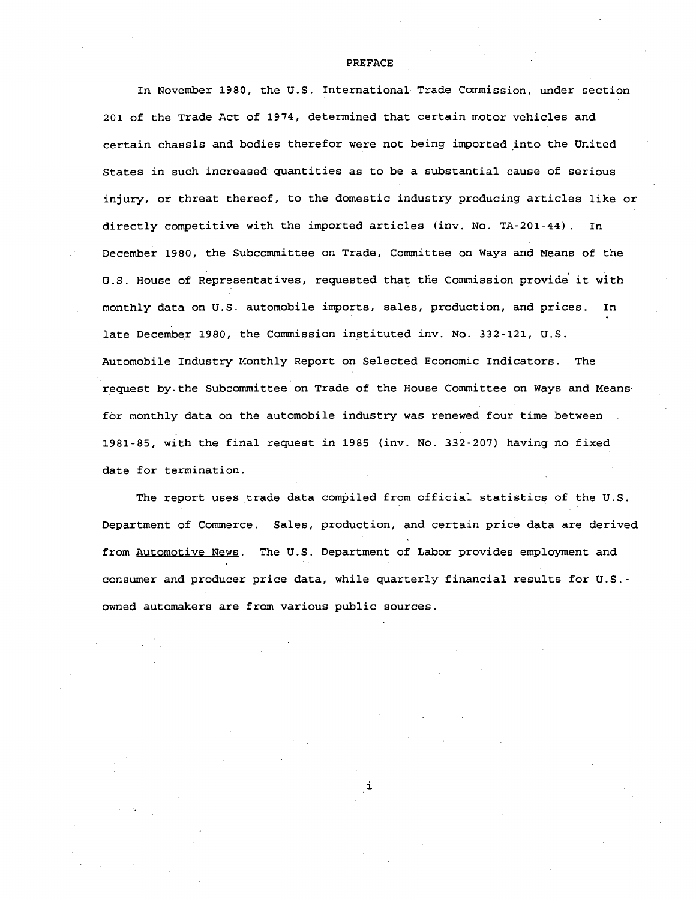# PREFACE

In November 1980, the U.S. International Trade Commission, under section 201 of the Trade Act of 1974, determined that certain motor vehicles and certain chassis and bodies therefor were not being imported into the United States in such increased quantities as to be a substantial cause of serious injury, or threat thereof, to the domestic industry producing articles like or directly competitive with the imported articles (inv. No. TA-201-44). In December 1980, the Subcommittee on Trade, Committee on Ways and Means of the U.S. House of Representatives, requested that the Commission provide it with monthly data on U.S. automobile imports, sales, production, and prices. In late December 1980, the Commission instituted inv. No. 332-121, U.S. Automobile Industry Monthly Report on Selected Economic Indicators. The request by the Subcommittee on Trade of the House Committee on Ways and Means for monthly data on the automobile industry was renewed four time between 1981-85, with the final request in 1985 (inv. No. 332-207) having no fixed date for termination.

The report uses trade data compiled from official statistics of the U.S. Department of Commerce. Sales, production, and certain price data are derived from Automotive News. The U.S. Department of Labor provides employment and consumer and producer price data, while quarterly financial results for U.S.-owned automakers are from various public sources.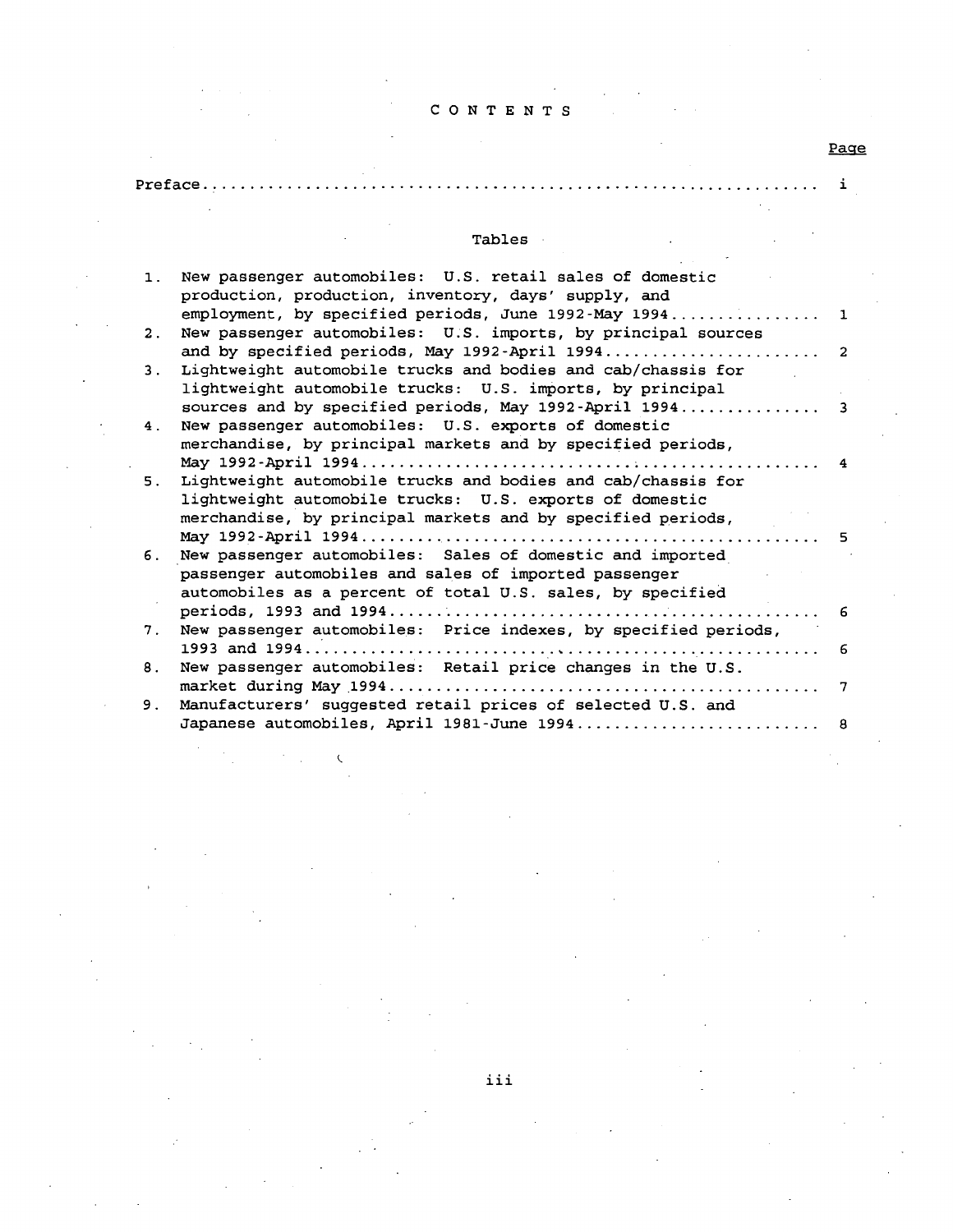# CONTENTS

| | Page |
|---|---|
| Preface | i |

## Tables

| | | |
|---|---|---|
| 1. | New passenger automobiles: U.S. retail sales of domestic production, production, inventory, days' supply, and employment, by specified periods, June 1992-May 1994 | 1 |
| 2. | New passenger automobiles: U.S. imports, by principal sources and by specified periods, May 1992-April 1994 | 2 |
| 3. | Lightweight automobile trucks and bodies and cab/chassis for lightweight automobile trucks: U.S. imports, by principal sources and by specified periods, May 1992-April 1994 | 3 |
| 4. | New passenger automobiles: U.S. exports of domestic merchandise, by principal markets and by specified periods, May 1992-April 1994 | 4 |
| 5. | Lightweight automobile trucks and bodies and cab/chassis for lightweight automobile trucks: U.S. exports of domestic merchandise, by principal markets and by specified periods, May 1992-April 1994 | 5 |
| 6. | New passenger automobiles: Sales of domestic and imported passenger automobiles and sales of imported passenger automobiles as a percent of total U.S. sales, by specified periods, 1993 and 1994 | 6 |
| 7. | New passenger automobiles: Price indexes, by specified periods, 1993 and 1994 | 6 |
| 8. | New passenger automobiles: Retail price changes in the U.S. market during May 1994 | 7 |
| 9. | Manufacturers' suggested retail prices of selected U.S. and Japanese automobiles, April 1981-June 1994 | 8 |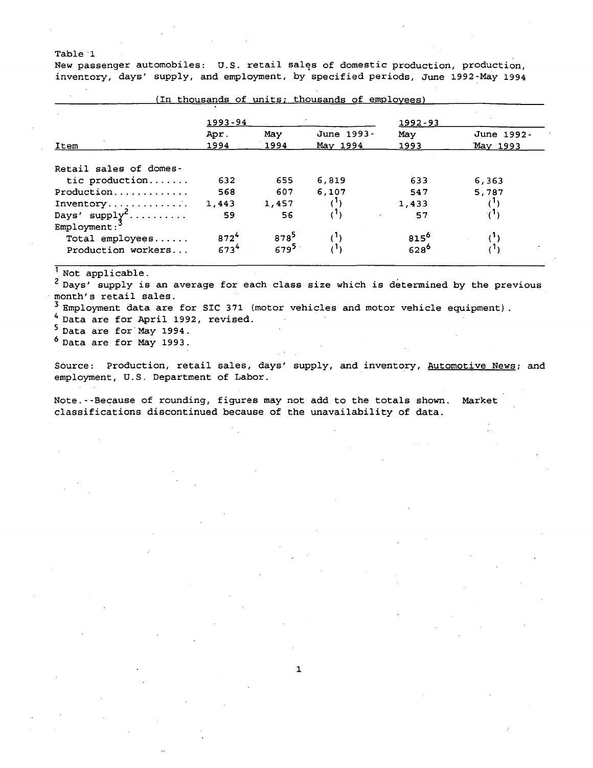Table 1

New passenger automobiles: U.S. retail sales of domestic production, production, inventory, days' supply, and employment, by specified periods, June 1992-May 1994

(In thousands of units; thousands of employees)

| Item | 1993-94 | | | 1992-93 | |
|---|---|---|---|---|---|
| | Apr. 1994 | May 1994 | June 1993-May 1994 | May 1993 | June 1992-May 1993 |
| Retail sales of domestic production....... | 632 | 655 | 6,819 | 633 | 6,363 |
| Production............. | 568 | 607 | 6,107 | 547 | 5,787 |
| Inventory............. | 1,443 | 1,457 | (1) | 1,433 | (1) |
| Days' supply[2].......... | 59 | 56 | (1) | 57 | (1) |
| Employment:[3] | | | | | |
| Total employees...... | 872[4] | 878[5] | (1) | 815[6] | (1) |
| Production workers... | 673[4] | 679[5] | (1) | 628[6] | (1) |

[1] Not applicable.

[2] Days' supply is an average for each class size which is determined by the previous month's retail sales.

[3] Employment data are for SIC 371 (motor vehicles and motor vehicle equipment).

[4] Data are for April 1992, revised.

[5] Data are for May 1994.

[6] Data are for May 1993.

Source: Production, retail sales, days' supply, and inventory, Automotive News; and employment, U.S. Department of Labor.

Note.--Because of rounding, figures may not add to the totals shown. Market classifications discontinued because of the unavailability of data.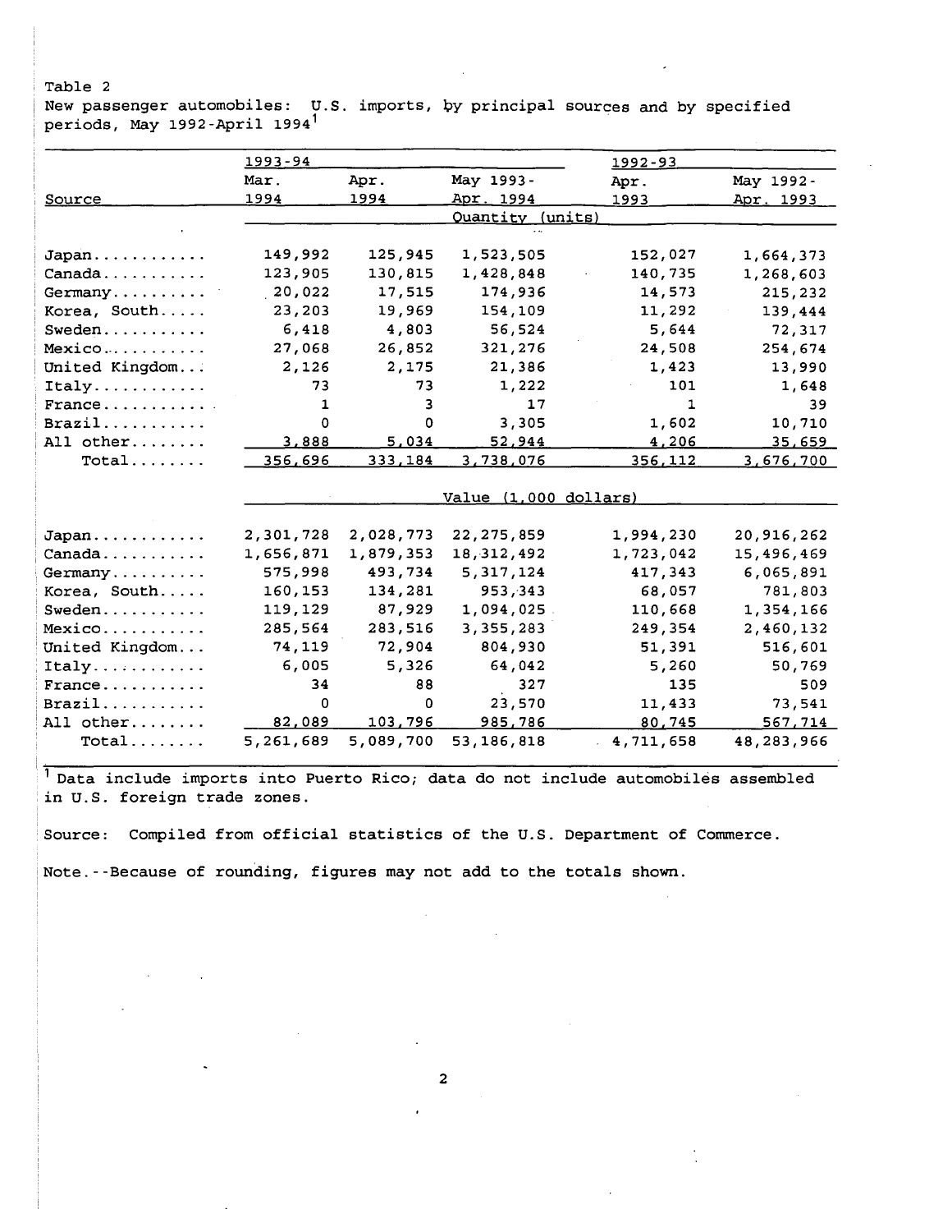Table 2

New passenger automobiles: U.S. imports, by principal sources and by specified periods, May 1992-April 1994[1]

| Source | 1993-94 | | | 1992-93 | |
|---|---|---|---|---|---|
| | Mar. 1994 | Apr. 1994 | May 1993-Apr. 1994 | Apr. 1993 | May 1992-Apr. 1993 |
| | Quantity (units) | | | | |
| Japan | 149,992 | 125,945 | 1,523,505 | 152,027 | 1,664,373 |
| Canada | 123,905 | 130,815 | 1,428,848 | 140,735 | 1,268,603 |
| Germany | 20,022 | 17,515 | 174,936 | 14,573 | 215,232 |
| Korea, South | 23,203 | 19,969 | 154,109 | 11,292 | 139,444 |
| Sweden | 6,418 | 4,803 | 56,524 | 5,644 | 72,317 |
| Mexico | 27,068 | 26,852 | 321,276 | 24,508 | 254,674 |
| United Kingdom | 2,126 | 2,175 | 21,386 | 1,423 | 13,990 |
| Italy | 73 | 73 | 1,222 | 101 | 1,648 |
| France | 1 | 3 | 17 | 1 | 39 |
| Brazil | 0 | 0 | 3,305 | 1,602 | 10,710 |
| All other | 3,888 | 5,034 | 52,944 | 4,206 | 35,659 |
| Total | 356,696 | 333,184 | 3,738,076 | 356,112 | 3,676,700 |
| | Value (1,000 dollars) | | | | |
| Japan | 2,301,728 | 2,028,773 | 22,275,859 | 1,994,230 | 20,916,262 |
| Canada | 1,656,871 | 1,879,353 | 18,312,492 | 1,723,042 | 15,496,469 |
| Germany | 575,998 | 493,734 | 5,317,124 | 417,343 | 6,065,891 |
| Korea, South | 160,153 | 134,281 | 953,343 | 68,057 | 781,803 |
| Sweden | 119,129 | 87,929 | 1,094,025 | 110,668 | 1,354,166 |
| Mexico | 285,564 | 283,516 | 3,355,283 | 249,354 | 2,460,132 |
| United Kingdom | 74,119 | 72,904 | 804,930 | 51,391 | 516,601 |
| Italy | 6,005 | 5,326 | 64,042 | 5,260 | 50,769 |
| France | 34 | 88 | 327 | 135 | 509 |
| Brazil | 0 | 0 | 23,570 | 11,433 | 73,541 |
| All other | 82,089 | 103,796 | 985,786 | 80,745 | 567,714 |
| Total | 5,261,689 | 5,089,700 | 53,186,818 | 4,711,658 | 48,283,966 |

[1] Data include imports into Puerto Rico; data do not include automobiles assembled in U.S. foreign trade zones.

Source: Compiled from official statistics of the U.S. Department of Commerce.

Note.--Because of rounding, figures may not add to the totals shown.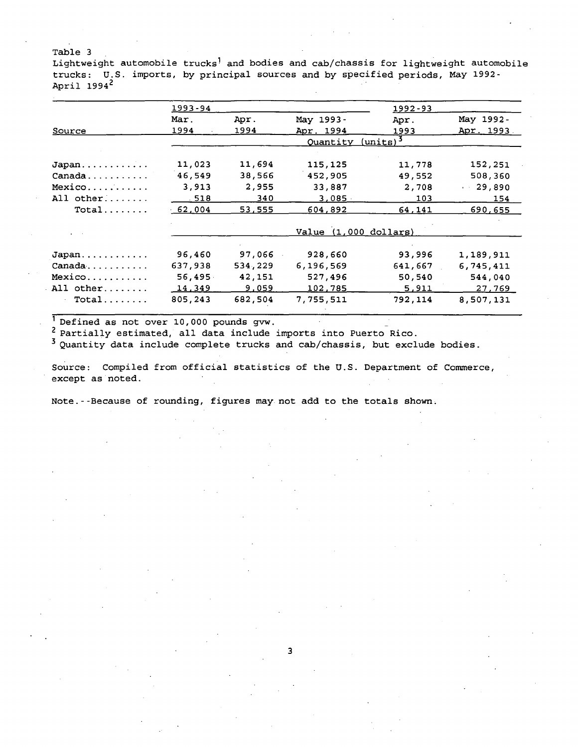Table 3

Lightweight automobile trucks[1] and bodies and cab/chassis for lightweight automobile trucks: U.S. imports, by principal sources and by specified periods, May 1992-April 1994[2]

| Source | 1993-94 | | | 1992-93 | |
|---|---|---|---|---|---|
| | Mar. 1994 | Apr. 1994 | May 1993-Apr. 1994 | Apr. 1993 | May 1992-Apr. 1993 |
| | Quantity (units)[3] | | | | |
| Japan | 11,023 | 11,694 | 115,125 | 11,778 | 152,251 |
| Canada | 46,549 | 38,566 | 452,905 | 49,552 | 508,360 |
| Mexico | 3,913 | 2,955 | 33,887 | 2,708 | 29,890 |
| All other | 518 | 340 | 3,085 | 103 | 154 |
| Total | 62,004 | 53,555 | 604,892 | 64,141 | 690,655 |
| | Value (1,000 dollars) | | | | |
| Japan | 96,460 | 97,066 | 928,660 | 93,996 | 1,189,911 |
| Canada | 637,938 | 534,229 | 6,196,569 | 641,667 | 6,745,411 |
| Mexico | 56,495 | 42,151 | 527,496 | 50,540 | 544,040 |
| All other | 14,349 | 9,059 | 102,785 | 5,911 | 27,769 |
| Total | 805,243 | 682,504 | 7,755,511 | 792,114 | 8,507,131 |

[1] Defined as not over 10,000 pounds gvw.

[2] Partially estimated, all data include imports into Puerto Rico.

[3] Quantity data include complete trucks and cab/chassis, but exclude bodies.

Source: Compiled from official statistics of the U.S. Department of Commerce, except as noted.

Note.--Because of rounding, figures may not add to the totals shown.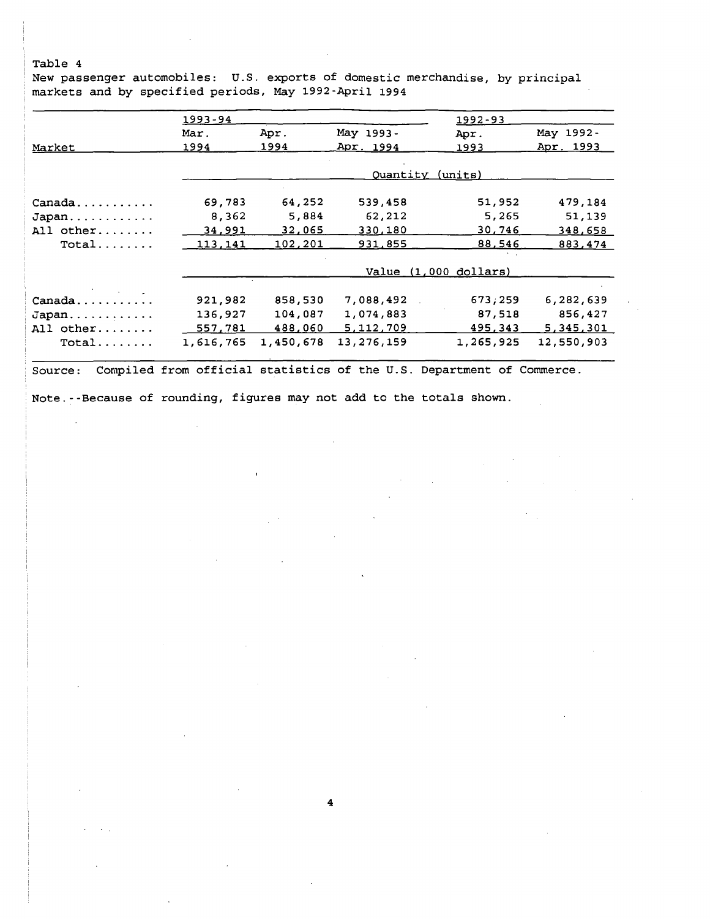Table 4

New passenger automobiles: U.S. exports of domestic merchandise, by principal markets and by specified periods, May 1992-April 1994

| Market | 1993-94 | | | 1992-93 | |
|---|---|---|---|---|---|
| | Mar. 1994 | Apr. 1994 | May 1993-Apr. 1994 | Apr. 1993 | May 1992-Apr. 1993 |
| | Quantity (units) | | | | |
| Canada | 69,783 | 64,252 | 539,458 | 51,952 | 479,184 |
| Japan | 8,362 | 5,884 | 62,212 | 5,265 | 51,139 |
| All other | 34,991 | 32,065 | 330,180 | 30,746 | 348,658 |
| Total | 113,141 | 102,201 | 931,855 | 88,546 | 883,474 |
| | Value (1,000 dollars) | | | | |
| Canada | 921,982 | 858,530 | 7,088,492 | 673,259 | 6,282,639 |
| Japan | 136,927 | 104,087 | 1,074,883 | 87,518 | 856,427 |
| All other | 557,781 | 488,060 | 5,112,709 | 495,343 | 5,345,301 |
| Total | 1,616,765 | 1,450,678 | 13,276,159 | 1,265,925 | 12,550,903 |

Source: Compiled from official statistics of the U.S. Department of Commerce.

Note.--Because of rounding, figures may not add to the totals shown.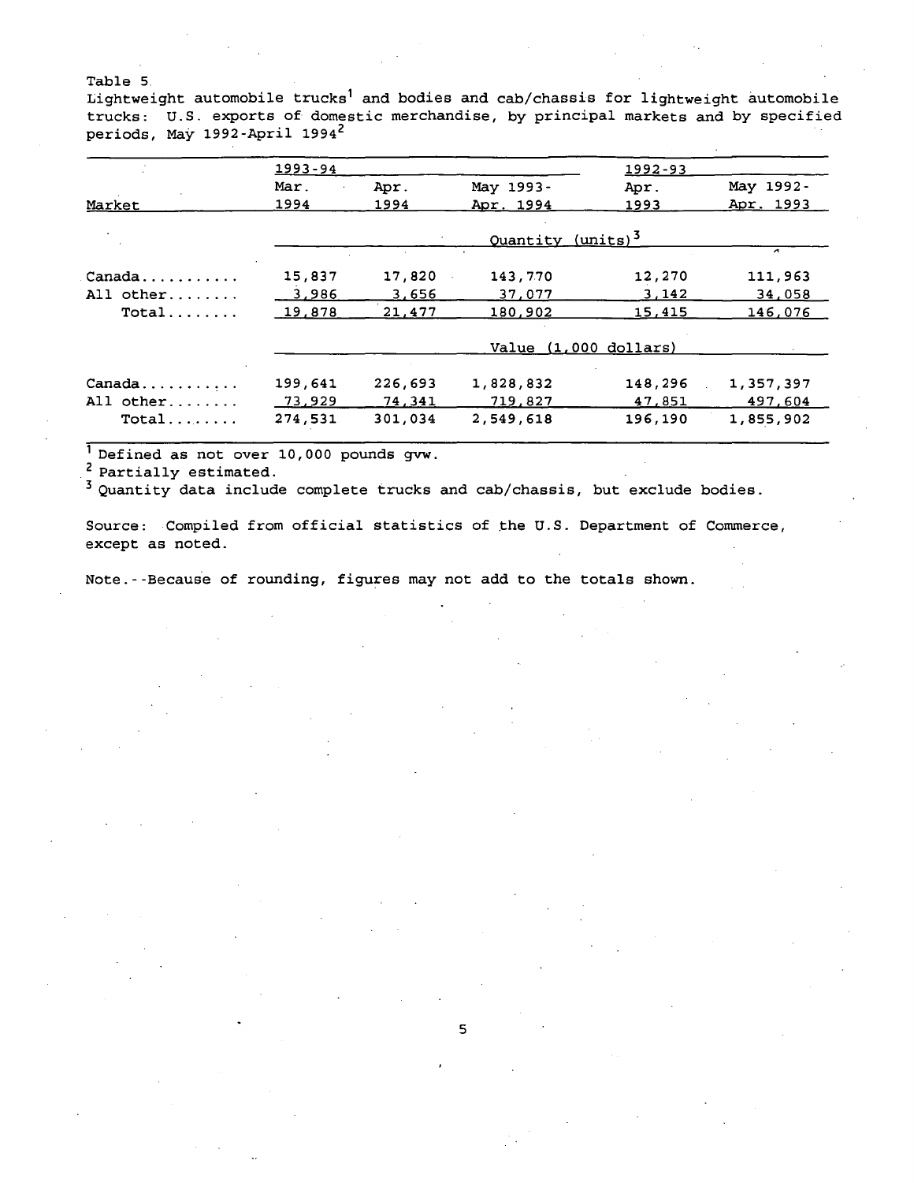Table 5

Lightweight automobile trucks[1] and bodies and cab/chassis for lightweight automobile trucks: U.S. exports of domestic merchandise, by principal markets and by specified periods, May 1992-April 1994[2]

| Market | 1993-94 Mar. 1994 | Apr. 1994 | May 1993-Apr. 1994 | 1992-93 Apr. 1993 | May 1992-Apr. 1993 |
|---|---|---|---|---|---|
| | Quantity (units)[3] | | | | |
| Canada | 15,837 | 17,820 | 143,770 | 12,270 | 111,963 |
| All other | 3,986 | 3,656 | 37,077 | 3,142 | 34,058 |
| Total | 19,878 | 21,477 | 180,902 | 15,415 | 146,076 |
| | Value (1,000 dollars) | | | | |
| Canada | 199,641 | 226,693 | 1,828,832 | 148,296 | 1,357,397 |
| All other | 73,929 | 74,341 | 719,827 | 47,851 | 497,604 |
| Total | 274,531 | 301,034 | 2,549,618 | 196,190 | 1,855,902 |

[1] Defined as not over 10,000 pounds gvw.

[2] Partially estimated.

[3] Quantity data include complete trucks and cab/chassis, but exclude bodies.

Source: Compiled from official statistics of the U.S. Department of Commerce, except as noted.

Note.--Because of rounding, figures may not add to the totals shown.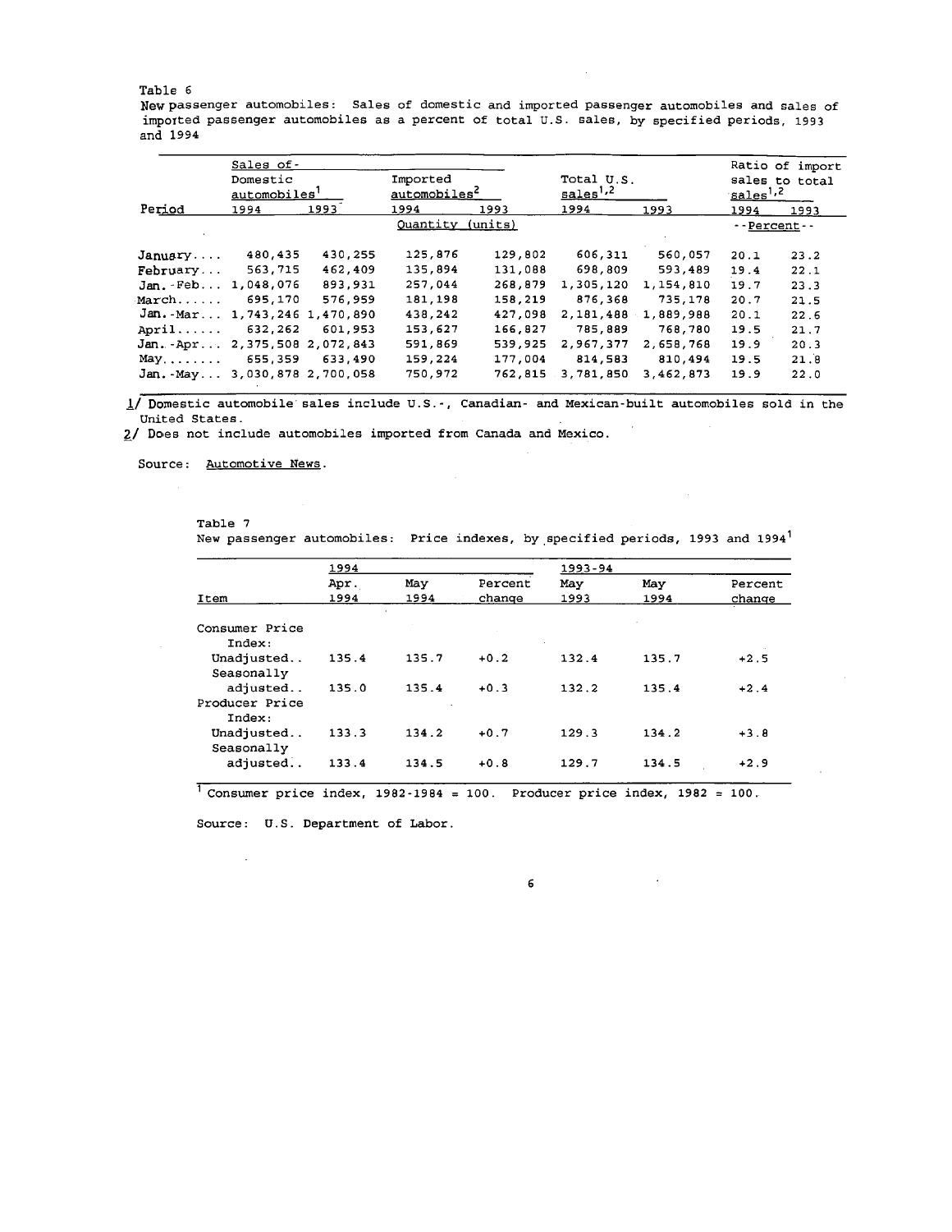Table 6
New passenger automobiles: Sales of domestic and imported passenger automobiles and sales of imported passenger automobiles as a percent of total U.S. sales, by specified periods, 1993 and 1994

| Period | Sales of- Domestic automobiles[1] 1994 | 1993 | Imported automobiles[2] 1994 | 1993 | Total U.S. sales[1,2] 1994 | 1993 | Ratio of import sales to total sales[1,2] 1994 | 1993 |
|---|---|---|---|---|---|---|---|---|
| | Quantity (units) | | | | | | --Percent-- | |
| January.... | 480,435 | 430,255 | 125,876 | 129,802 | 606,311 | 560,057 | 20.1 | 23.2 |
| February... | 563,715 | 462,409 | 135,894 | 131,088 | 698,809 | 593,489 | 19.4 | 22.1 |
| Jan.-Feb... | 1,048,076 | 893,931 | 257,044 | 268,879 | 1,305,120 | 1,154,810 | 19.7 | 23.3 |
| March...... | 695,170 | 576,959 | 181,198 | 158,219 | 876,368 | 735,178 | 20.7 | 21.5 |
| Jan.-Mar... | 1,743,246 | 1,470,890 | 438,242 | 427,098 | 2,181,488 | 1,889,988 | 20.1 | 22.6 |
| April...... | 632,262 | 601,953 | 153,627 | 166,827 | 785,889 | 768,780 | 19.5 | 21.7 |
| Jan.-Apr... | 2,375,508 | 2,072,843 | 591,869 | 539,925 | 2,967,377 | 2,658,768 | 19.9 | 20.3 |
| May........ | 655,359 | 633,490 | 159,224 | 177,004 | 814,583 | 810,494 | 19.5 | 21.8 |
| Jan.-May... | 3,030,878 | 2,700,058 | 750,972 | 762,815 | 3,781,850 | 3,462,873 | 19.9 | 22.0 |

1/ Domestic automobile sales include U.S.-, Canadian- and Mexican-built automobiles sold in the United States.
2/ Does not include automobiles imported from Canada and Mexico.

Source: Automotive News.

Table 7
New passenger automobiles: Price indexes, by specified periods, 1993 and 1994[1]

| Item | 1994 Apr. 1994 | May 1994 | Percent change | 1993-94 May 1993 | May 1994 | Percent change |
|---|---|---|---|---|---|---|
| Consumer Price Index: | | | | | | |
| Unadjusted.. | 135.4 | 135.7 | +0.2 | 132.4 | 135.7 | +2.5 |
| Seasonally adjusted.. | 135.0 | 135.4 | +0.3 | 132.2 | 135.4 | +2.4 |
| Producer Price Index: | | | | | | |
| Unadjusted.. | 133.3 | 134.2 | +0.7 | 129.3 | 134.2 | +3.8 |
| Seasonally adjusted.. | 133.4 | 134.5 | +0.8 | 129.7 | 134.5 | +2.9 |

[1] Consumer price index, 1982-1984 = 100. Producer price index, 1982 = 100.

Source: U.S. Department of Labor.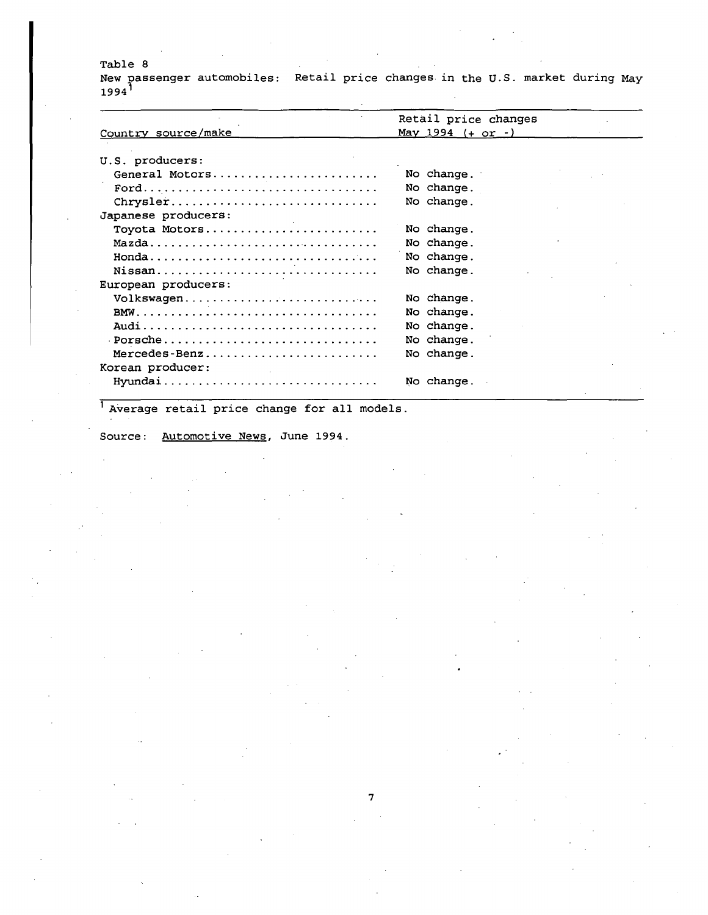Table 8
New passenger automobiles: Retail price changes in the U.S. market during May 1994[1]

| Country source/make | Retail price changes May 1994 (+ or -) |
|---|---|
| U.S. producers: | |
| General Motors | No change. |
| Ford | No change. |
| Chrysler | No change. |
| Japanese producers: | |
| Toyota Motors | No change. |
| Mazda | No change. |
| Honda | No change. |
| Nissan | No change. |
| European producers: | |
| Volkswagen | No change. |
| BMW | No change. |
| Audi | No change. |
| Porsche | No change. |
| Mercedes-Benz | No change. |
| Korean producer: | |
| Hyundai | No change. |

[1] Average retail price change for all models.

Source: Automotive News, June 1994.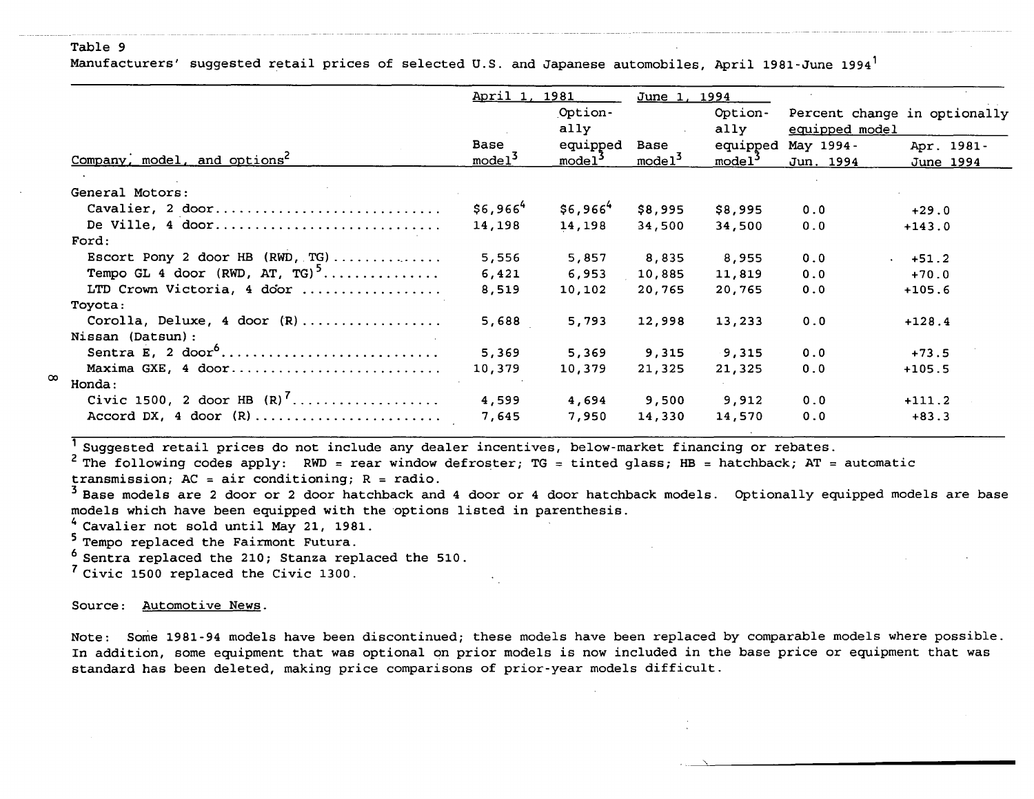Table 9

Manufacturers' suggested retail prices of selected U.S. and Japanese automobiles, April 1981-June 1994[1]

| Company, model, and options[2] | April 1, 1981 | | June 1, 1994 | | Percent change in optionally equipped model | |
|---|---|---|---|---|---|---|
| | Base model[3] | Optionally equipped model[3] | Base model[3] | Optionally equipped model[3] | May 1994-Jun. 1994 | Apr. 1981-June 1994 |
| General Motors: | | | | | | |
| Cavalier, 2 door | $6,966[4] | $6,966[4] | $8,995 | $8,995 | 0.0 | +29.0 |
| De Ville, 4 door | 14,198 | 14,198 | 34,500 | 34,500 | 0.0 | +143.0 |
| Ford: | | | | | | |
| Escort Pony 2 door HB (RWD, TG) | 5,556 | 5,857 | 8,835 | 8,955 | 0.0 | +51.2 |
| Tempo GL 4 door (RWD, AT, TG)[5] | 6,421 | 6,953 | 10,885 | 11,819 | 0.0 | +70.0 |
| LTD Crown Victoria, 4 door | 8,519 | 10,102 | 20,765 | 20,765 | 0.0 | +105.6 |
| Toyota: | | | | | | |
| Corolla, Deluxe, 4 door (R) | 5,688 | 5,793 | 12,998 | 13,233 | 0.0 | +128.4 |
| Nissan (Datsun): | | | | | | |
| Sentra E, 2 door[6] | 5,369 | 5,369 | 9,315 | 9,315 | 0.0 | +73.5 |
| Maxima GXE, 4 door | 10,379 | 10,379 | 21,325 | 21,325 | 0.0 | +105.5 |
| Honda: | | | | | | |
| Civic 1500, 2 door HB (R)[7] | 4,599 | 4,694 | 9,500 | 9,912 | 0.0 | +111.2 |
| Accord DX, 4 door (R) | 7,645 | 7,950 | 14,330 | 14,570 | 0.0 | +83.3 |

[1] Suggested retail prices do not include any dealer incentives, below-market financing or rebates.

[2] The following codes apply: RWD = rear window defroster; TG = tinted glass; HB = hatchback; AT = automatic transmission; AC = air conditioning; R = radio.

[3] Base models are 2 door or 2 door hatchback and 4 door or 4 door hatchback models. Optionally equipped models are base models which have been equipped with the options listed in parenthesis.

[4] Cavalier not sold until May 21, 1981.

[5] Tempo replaced the Fairmont Futura.

[6] Sentra replaced the 210; Stanza replaced the 510.

[7] Civic 1500 replaced the Civic 1300.

Source: Automotive News.

Note: Some 1981-94 models have been discontinued; these models have been replaced by comparable models where possible. In addition, some equipment that was optional on prior models is now included in the base price or equipment that was standard has been deleted, making price comparisons of prior-year models difficult.